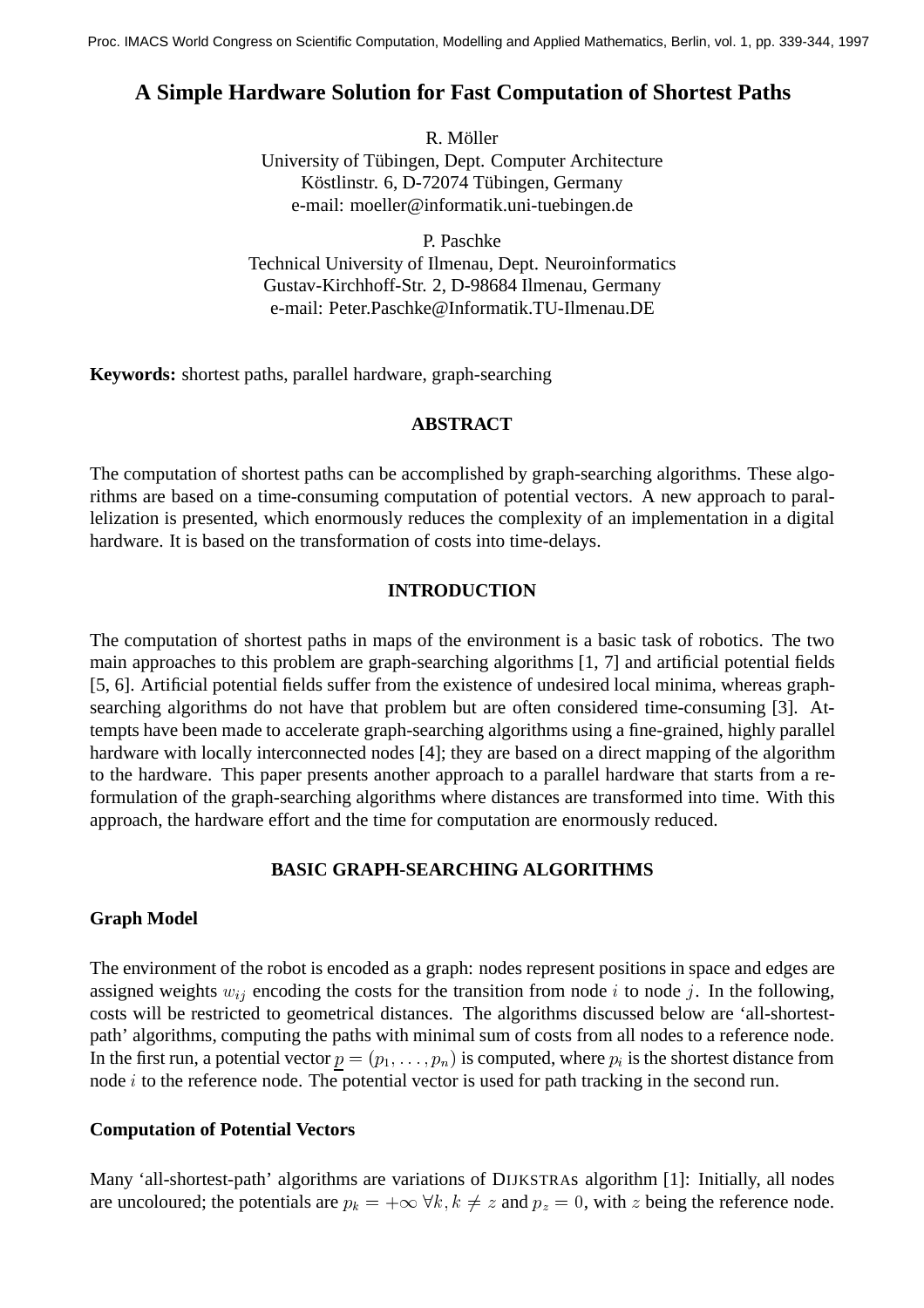# A Simple Hardware Solution for Fast Computation of Shortest Paths

R. Möller
University of Tübingen, Dept. Computer Architecture
Köstlinstr. 6, D-72074 Tübingen, Germany
e-mail: moeller@informatik.uni-tuebingen.de

P. Paschke
Technical University of Ilmenau, Dept. Neuroinformatics
Gustav-Kirchhoff-Str. 2, D-98684 Ilmenau, Germany
e-mail: Peter.Paschke@Informatik.TU-Ilmenau.DE

**Keywords:** shortest paths, parallel hardware, graph-searching

## ABSTRACT

The computation of shortest paths can be accomplished by graph-searching algorithms. These algorithms are based on a time-consuming computation of potential vectors. A new approach to parallelization is presented, which enormously reduces the complexity of an implementation in a digital hardware. It is based on the transformation of costs into time-delays.

## INTRODUCTION

The computation of shortest paths in maps of the environment is a basic task of robotics. The two main approaches to this problem are graph-searching algorithms [1, 7] and artificial potential fields [5, 6]. Artificial potential fields suffer from the existence of undesired local minima, whereas graph-searching algorithms do not have that problem but are often considered time-consuming [3]. Attempts have been made to accelerate graph-searching algorithms using a fine-grained, highly parallel hardware with locally interconnected nodes [4]; they are based on a direct mapping of the algorithm to the hardware. This paper presents another approach to a parallel hardware that starts from a reformulation of the graph-searching algorithms where distances are transformed into time. With this approach, the hardware effort and the time for computation are enormously reduced.

## BASIC GRAPH-SEARCHING ALGORITHMS

### Graph Model

The environment of the robot is encoded as a graph: nodes represent positions in space and edges are assigned weights $w_{ij}$ encoding the costs for the transition from node $i$ to node $j$. In the following, costs will be restricted to geometrical distances. The algorithms discussed below are 'all-shortest-path' algorithms, computing the paths with minimal sum of costs from all nodes to a reference node. In the first run, a potential vector $\underline{p} = (p_1, \ldots, p_n)$ is computed, where $p_i$ is the shortest distance from node $i$ to the reference node. The potential vector is used for path tracking in the second run.

### Computation of Potential Vectors

Many 'all-shortest-path' algorithms are variations of DIJKSTRAs algorithm [1]: Initially, all nodes are uncoloured; the potentials are $p_k = +\infty \; \forall k, k \neq z$ and $p_z = 0$, with $z$ being the reference node.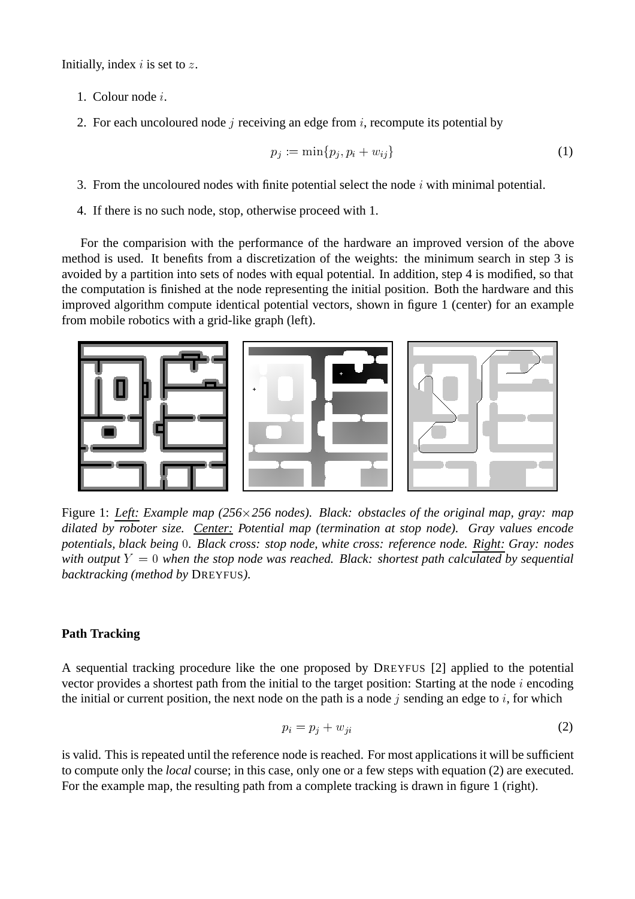Initially, index $i$ is set to $z$.

1. Colour node $i$.
2. For each uncoloured node $j$ receiving an edge from $i$, recompute its potential by

$$p_j := \min\{p_j, p_i + w_{ij}\} \tag{1}$$

3. From the uncoloured nodes with finite potential select the node $i$ with minimal potential.
4. If there is no such node, stop, otherwise proceed with 1.

For the comparision with the performance of the hardware an improved version of the above method is used. It benefits from a discretization of the weights: the minimum search in step 3 is avoided by a partition into sets of nodes with equal potential. In addition, step 4 is modified, so that the computation is finished at the node representing the initial position. Both the hardware and this improved algorithm compute identical potential vectors, shown in figure 1 (center) for an example from mobile robotics with a grid-like graph (left).

Figure 1: *Left: Example map (256×256 nodes). Black: obstacles of the original map, gray: map dilated by roboter size. Center: Potential map (termination at stop node). Gray values encode potentials, black being* $0$*. Black cross: stop node, white cross: reference node. Right: Gray: nodes with output* $Y = 0$ *when the stop node was reached. Black: shortest path calculated by sequential backtracking (method by* DREYFUS*).*

**Path Tracking**

A sequential tracking procedure like the one proposed by DREYFUS [2] applied to the potential vector provides a shortest path from the initial to the target position: Starting at the node $i$ encoding the initial or current position, the next node on the path is a node $j$ sending an edge to $i$, for which

$$p_i = p_j + w_{ji} \tag{2}$$

is valid. This is repeated until the reference node is reached. For most applications it will be sufficient to compute only the *local* course; in this case, only one or a few steps with equation (2) are executed. For the example map, the resulting path from a complete tracking is drawn in figure 1 (right).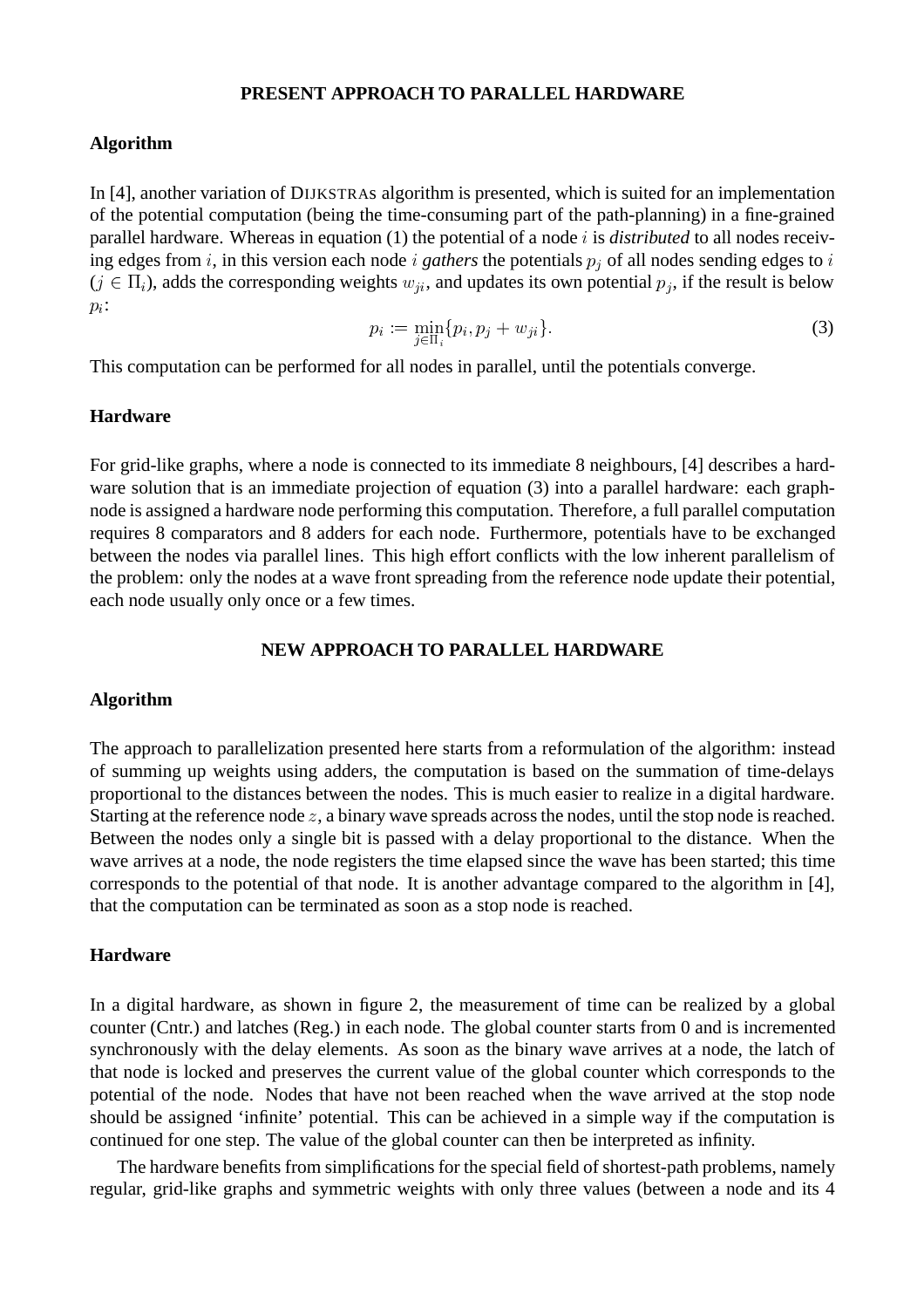## PRESENT APPROACH TO PARALLEL HARDWARE

### Algorithm

In [4], another variation of DIJKSTRAs algorithm is presented, which is suited for an implementation of the potential computation (being the time-consuming part of the path-planning) in a fine-grained parallel hardware. Whereas in equation (1) the potential of a node $i$ is *distributed* to all nodes receiving edges from $i$, in this version each node $i$ *gathers* the potentials $p_j$ of all nodes sending edges to $i$ ($j \in \Pi_i$), adds the corresponding weights $w_{ji}$, and updates its own potential $p_j$, if the result is below $p_i$:

$$p_i := \min_{j \in \Pi_i} \{p_i, p_j + w_{ji}\}. \tag{3}$$

This computation can be performed for all nodes in parallel, until the potentials converge.

### Hardware

For grid-like graphs, where a node is connected to its immediate 8 neighbours, [4] describes a hardware solution that is an immediate projection of equation (3) into a parallel hardware: each graph-node is assigned a hardware node performing this computation. Therefore, a full parallel computation requires 8 comparators and 8 adders for each node. Furthermore, potentials have to be exchanged between the nodes via parallel lines. This high effort conflicts with the low inherent parallelism of the problem: only the nodes at a wave front spreading from the reference node update their potential, each node usually only once or a few times.

## NEW APPROACH TO PARALLEL HARDWARE

### Algorithm

The approach to parallelization presented here starts from a reformulation of the algorithm: instead of summing up weights using adders, the computation is based on the summation of time-delays proportional to the distances between the nodes. This is much easier to realize in a digital hardware. Starting at the reference node $z$, a binary wave spreads across the nodes, until the stop node is reached. Between the nodes only a single bit is passed with a delay proportional to the distance. When the wave arrives at a node, the node registers the time elapsed since the wave has been started; this time corresponds to the potential of that node. It is another advantage compared to the algorithm in [4], that the computation can be terminated as soon as a stop node is reached.

### Hardware

In a digital hardware, as shown in figure 2, the measurement of time can be realized by a global counter (Cntr.) and latches (Reg.) in each node. The global counter starts from 0 and is incremented synchronously with the delay elements. As soon as the binary wave arrives at a node, the latch of that node is locked and preserves the current value of the global counter which corresponds to the potential of the node. Nodes that have not been reached when the wave arrived at the stop node should be assigned 'infinite' potential. This can be achieved in a simple way if the computation is continued for one step. The value of the global counter can then be interpreted as infinity.

The hardware benefits from simplifications for the special field of shortest-path problems, namely regular, grid-like graphs and symmetric weights with only three values (between a node and its 4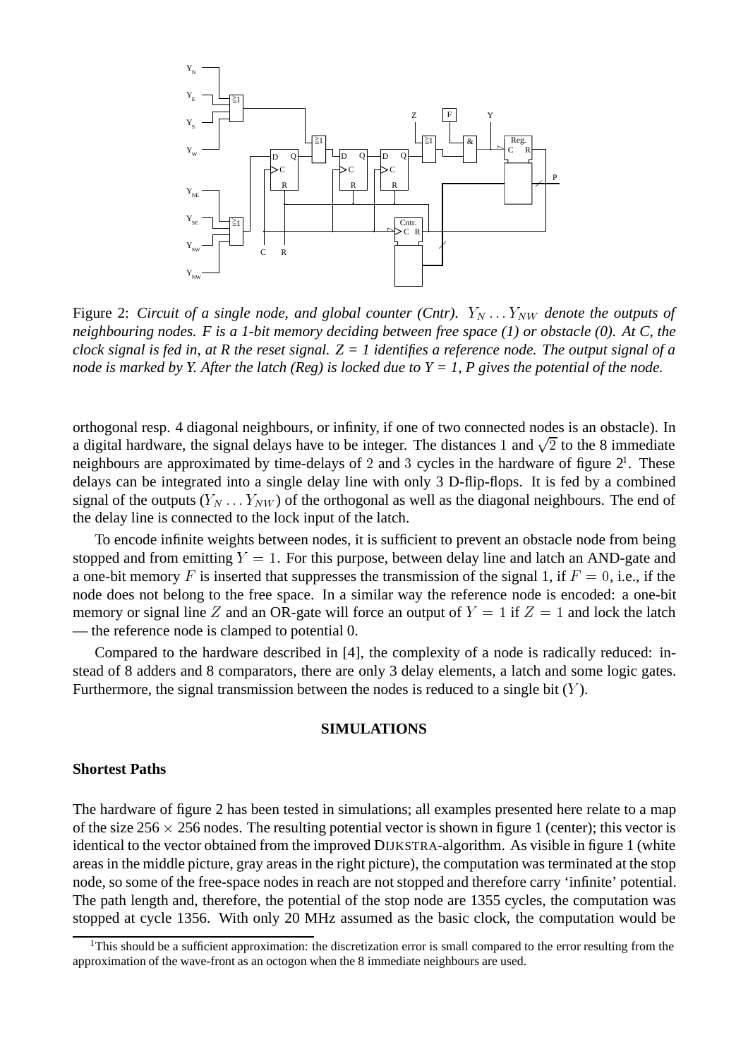Figure 2: *Circuit of a single node, and global counter (Cntr). $Y_N \ldots Y_{NW}$ denote the outputs of neighbouring nodes. F is a 1-bit memory deciding between free space (1) or obstacle (0). At C, the clock signal is fed in, at R the reset signal. Z = 1 identifies a reference node. The output signal of a node is marked by Y. After the latch (Reg) is locked due to Y = 1, P gives the potential of the node.*

orthogonal resp. 4 diagonal neighbours, or infinity, if one of two connected nodes is an obstacle). In a digital hardware, the signal delays have to be integer. The distances $1$ and $\sqrt{2}$ to the 8 immediate neighbours are approximated by time-delays of $2$ and $3$ cycles in the hardware of figure 2[1]. These delays can be integrated into a single delay line with only 3 D-flip-flops. It is fed by a combined signal of the outputs ($Y_N \ldots Y_{NW}$) of the orthogonal as well as the diagonal neighbours. The end of the delay line is connected to the lock input of the latch.

To encode infinite weights between nodes, it is sufficient to prevent an obstacle node from being stopped and from emitting $Y = 1$. For this purpose, between delay line and latch an AND-gate and a one-bit memory $F$ is inserted that suppresses the transmission of the signal 1, if $F = 0$, i.e., if the node does not belong to the free space. In a similar way the reference node is encoded: a one-bit memory or signal line $Z$ and an OR-gate will force an output of $Y = 1$ if $Z = 1$ and lock the latch — the reference node is clamped to potential 0.

Compared to the hardware described in [4], the complexity of a node is radically reduced: instead of 8 adders and 8 comparators, there are only 3 delay elements, a latch and some logic gates. Furthermore, the signal transmission between the nodes is reduced to a single bit ($Y$).

## SIMULATIONS

### Shortest Paths

The hardware of figure 2 has been tested in simulations; all examples presented here relate to a map of the size $256 \times 256$ nodes. The resulting potential vector is shown in figure 1 (center); this vector is identical to the vector obtained from the improved DIJKSTRA-algorithm. As visible in figure 1 (white areas in the middle picture, gray areas in the right picture), the computation was terminated at the stop node, so some of the free-space nodes in reach are not stopped and therefore carry 'infinite' potential. The path length and, therefore, the potential of the stop node are 1355 cycles, the computation was stopped at cycle 1356. With only 20 MHz assumed as the basic clock, the computation would be

[1] This should be a sufficient approximation: the discretization error is small compared to the error resulting from the approximation of the wave-front as an octogon when the 8 immediate neighbours are used.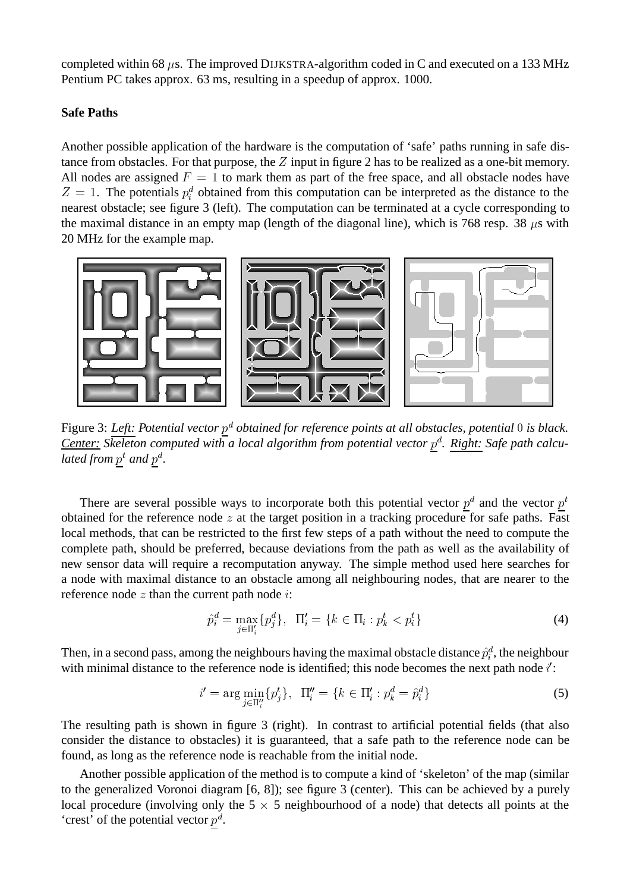completed within 68 $\mu$s. The improved DIJKSTRA-algorithm coded in C and executed on a 133 MHz Pentium PC takes approx. 63 ms, resulting in a speedup of approx. 1000.

**Safe Paths**

Another possible application of the hardware is the computation of 'safe' paths running in safe distance from obstacles. For that purpose, the $Z$ input in figure 2 has to be realized as a one-bit memory. All nodes are assigned $F = 1$ to mark them as part of the free space, and all obstacle nodes have $Z = 1$. The potentials $p_i^d$ obtained from this computation can be interpreted as the distance to the nearest obstacle; see figure 3 (left). The computation can be terminated at a cycle corresponding to the maximal distance in an empty map (length of the diagonal line), which is 768 resp. 38 $\mu$s with 20 MHz for the example map.

Figure 3: *Left: Potential vector $\underline{p}^d$ obtained for reference points at all obstacles, potential $0$ is black. Center: Skeleton computed with a local algorithm from potential vector $\underline{p}^d$. Right: Safe path calculated from $\underline{p}^t$ and $\underline{p}^d$.*

There are several possible ways to incorporate both this potential vector $\underline{p}^d$ and the vector $\underline{p}^t$ obtained for the reference node $z$ at the target position in a tracking procedure for safe paths. Fast local methods, that can be restricted to the first few steps of a path without the need to compute the complete path, should be preferred, because deviations from the path as well as the availability of new sensor data will require a recomputation anyway. The simple method used here searches for a node with maximal distance to an obstacle among all neighbouring nodes, that are nearer to the reference node $z$ than the current path node $i$:

$$\hat{p}_i^d = \max_{j \in \Pi_i'} \{p_j^d\}, \quad \Pi_i' = \{k \in \Pi_i : p_k^t < p_i^t\} \tag{4}$$

Then, in a second pass, among the neighbours having the maximal obstacle distance $\hat{p}_i^d$, the neighbour with minimal distance to the reference node is identified; this node becomes the next path node $i'$:

$$i' = \arg\min_{j \in \Pi_i''} \{p_j^t\}, \quad \Pi_i'' = \{k \in \Pi_i' : p_k^d = \hat{p}_i^d\} \tag{5}$$

The resulting path is shown in figure 3 (right). In contrast to artificial potential fields (that also consider the distance to obstacles) it is guaranteed, that a safe path to the reference node can be found, as long as the reference node is reachable from the initial node.

Another possible application of the method is to compute a kind of 'skeleton' of the map (similar to the generalized Voronoi diagram [6, 8]); see figure 3 (center). This can be achieved by a purely local procedure (involving only the $5 \times 5$ neighbourhood of a node) that detects all points at the 'crest' of the potential vector $\underline{p}^d$.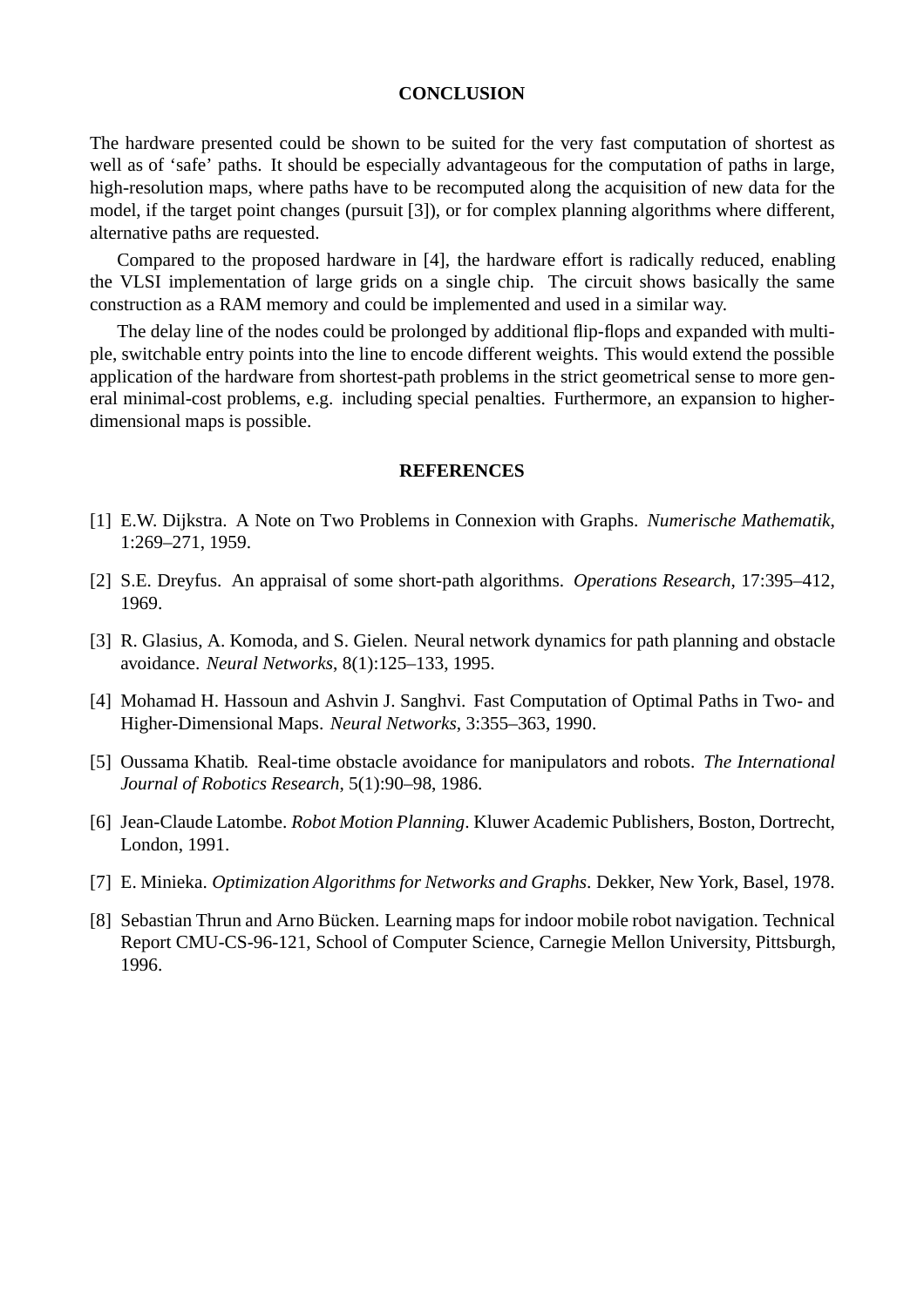## CONCLUSION

The hardware presented could be shown to be suited for the very fast computation of shortest as well as of 'safe' paths. It should be especially advantageous for the computation of paths in large, high-resolution maps, where paths have to be recomputed along the acquisition of new data for the model, if the target point changes (pursuit [3]), or for complex planning algorithms where different, alternative paths are requested.

Compared to the proposed hardware in [4], the hardware effort is radically reduced, enabling the VLSI implementation of large grids on a single chip. The circuit shows basically the same construction as a RAM memory and could be implemented and used in a similar way.

The delay line of the nodes could be prolonged by additional flip-flops and expanded with multiple, switchable entry points into the line to encode different weights. This would extend the possible application of the hardware from shortest-path problems in the strict geometrical sense to more general minimal-cost problems, e.g. including special penalties. Furthermore, an expansion to higher-dimensional maps is possible.

## REFERENCES

[1] E.W. Dijkstra. A Note on Two Problems in Connexion with Graphs. *Numerische Mathematik*, 1:269–271, 1959.

[2] S.E. Dreyfus. An appraisal of some short-path algorithms. *Operations Research*, 17:395–412, 1969.

[3] R. Glasius, A. Komoda, and S. Gielen. Neural network dynamics for path planning and obstacle avoidance. *Neural Networks*, 8(1):125–133, 1995.

[4] Mohamad H. Hassoun and Ashvin J. Sanghvi. Fast Computation of Optimal Paths in Two- and Higher-Dimensional Maps. *Neural Networks*, 3:355–363, 1990.

[5] Oussama Khatib. Real-time obstacle avoidance for manipulators and robots. *The International Journal of Robotics Research*, 5(1):90–98, 1986.

[6] Jean-Claude Latombe. *Robot Motion Planning*. Kluwer Academic Publishers, Boston, Dortrecht, London, 1991.

[7] E. Minieka. *Optimization Algorithms for Networks and Graphs*. Dekker, New York, Basel, 1978.

[8] Sebastian Thrun and Arno Bücken. Learning maps for indoor mobile robot navigation. Technical Report CMU-CS-96-121, School of Computer Science, Carnegie Mellon University, Pittsburgh, 1996.